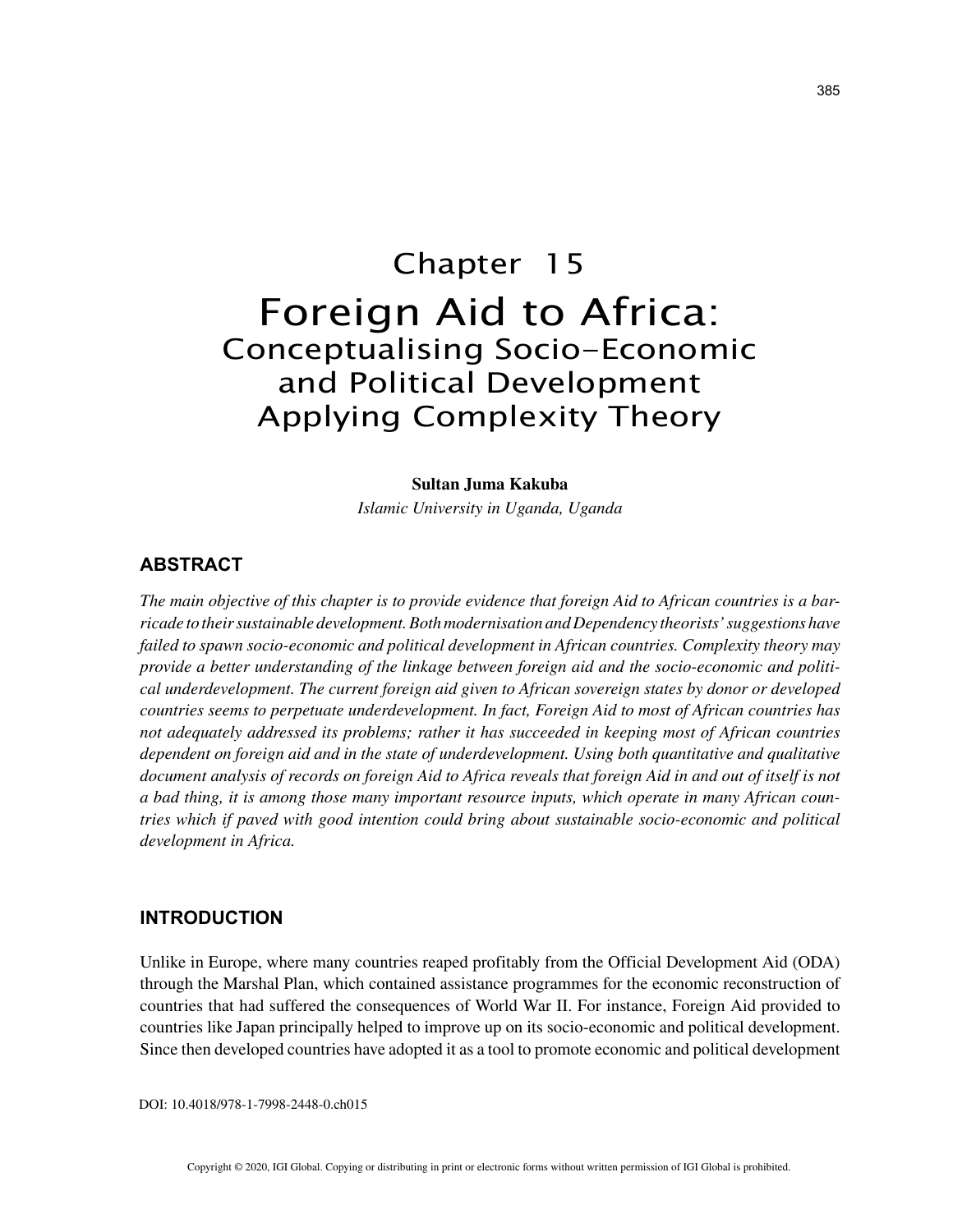# Chapter 15
# Foreign Aid to Africa:
## Conceptualising Socio-Economic and Political Development Applying Complexity Theory

**Sultan Juma Kakuba**
*Islamic University in Uganda, Uganda*

## ABSTRACT

*The main objective of this chapter is to provide evidence that foreign Aid to African countries is a barricade to their sustainable development. Both modernisation and Dependency theorists' suggestions have failed to spawn socio-economic and political development in African countries. Complexity theory may provide a better understanding of the linkage between foreign aid and the socio-economic and political underdevelopment. The current foreign aid given to African sovereign states by donor or developed countries seems to perpetuate underdevelopment. In fact, Foreign Aid to most of African countries has not adequately addressed its problems; rather it has succeeded in keeping most of African countries dependent on foreign aid and in the state of underdevelopment. Using both quantitative and qualitative document analysis of records on foreign Aid to Africa reveals that foreign Aid in and out of itself is not a bad thing, it is among those many important resource inputs, which operate in many African countries which if paved with good intention could bring about sustainable socio-economic and political development in Africa.*

## INTRODUCTION

Unlike in Europe, where many countries reaped profitably from the Official Development Aid (ODA) through the Marshal Plan, which contained assistance programmes for the economic reconstruction of countries that had suffered the consequences of World War II. For instance, Foreign Aid provided to countries like Japan principally helped to improve up on its socio-economic and political development. Since then developed countries have adopted it as a tool to promote economic and political development

DOI: 10.4018/978-1-7998-2448-0.ch015

Copyright © 2020, IGI Global. Copying or distributing in print or electronic forms without written permission of IGI Global is prohibited.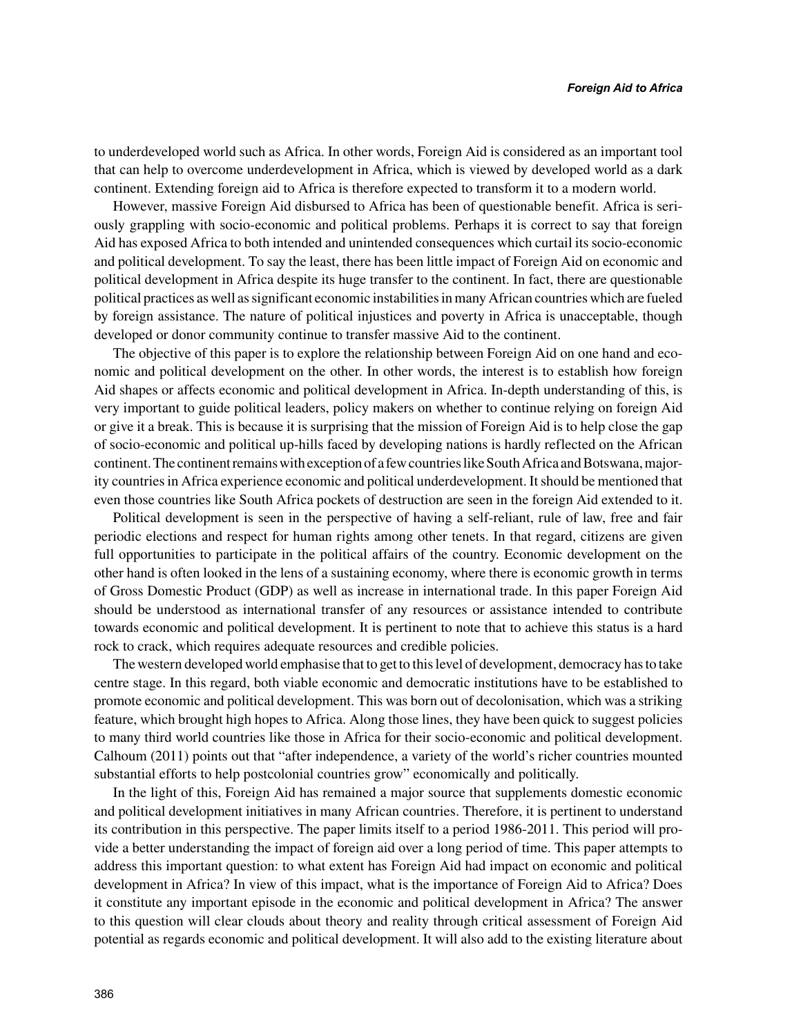to underdeveloped world such as Africa. In other words, Foreign Aid is considered as an important tool that can help to overcome underdevelopment in Africa, which is viewed by developed world as a dark continent. Extending foreign aid to Africa is therefore expected to transform it to a modern world.

However, massive Foreign Aid disbursed to Africa has been of questionable benefit. Africa is seriously grappling with socio-economic and political problems. Perhaps it is correct to say that foreign Aid has exposed Africa to both intended and unintended consequences which curtail its socio-economic and political development. To say the least, there has been little impact of Foreign Aid on economic and political development in Africa despite its huge transfer to the continent. In fact, there are questionable political practices as well as significant economic instabilities in many African countries which are fueled by foreign assistance. The nature of political injustices and poverty in Africa is unacceptable, though developed or donor community continue to transfer massive Aid to the continent.

The objective of this paper is to explore the relationship between Foreign Aid on one hand and economic and political development on the other. In other words, the interest is to establish how foreign Aid shapes or affects economic and political development in Africa. In-depth understanding of this, is very important to guide political leaders, policy makers on whether to continue relying on foreign Aid or give it a break. This is because it is surprising that the mission of Foreign Aid is to help close the gap of socio-economic and political up-hills faced by developing nations is hardly reflected on the African continent. The continent remains with exception of a few countries like South Africa and Botswana, majority countries in Africa experience economic and political underdevelopment. It should be mentioned that even those countries like South Africa pockets of destruction are seen in the foreign Aid extended to it.

Political development is seen in the perspective of having a self-reliant, rule of law, free and fair periodic elections and respect for human rights among other tenets. In that regard, citizens are given full opportunities to participate in the political affairs of the country. Economic development on the other hand is often looked in the lens of a sustaining economy, where there is economic growth in terms of Gross Domestic Product (GDP) as well as increase in international trade. In this paper Foreign Aid should be understood as international transfer of any resources or assistance intended to contribute towards economic and political development. It is pertinent to note that to achieve this status is a hard rock to crack, which requires adequate resources and credible policies.

The western developed world emphasise that to get to this level of development, democracy has to take centre stage. In this regard, both viable economic and democratic institutions have to be established to promote economic and political development. This was born out of decolonisation, which was a striking feature, which brought high hopes to Africa. Along those lines, they have been quick to suggest policies to many third world countries like those in Africa for their socio-economic and political development. Calhoum (2011) points out that "after independence, a variety of the world's richer countries mounted substantial efforts to help postcolonial countries grow" economically and politically.

In the light of this, Foreign Aid has remained a major source that supplements domestic economic and political development initiatives in many African countries. Therefore, it is pertinent to understand its contribution in this perspective. The paper limits itself to a period 1986-2011. This period will provide a better understanding the impact of foreign aid over a long period of time. This paper attempts to address this important question: to what extent has Foreign Aid had impact on economic and political development in Africa? In view of this impact, what is the importance of Foreign Aid to Africa? Does it constitute any important episode in the economic and political development in Africa? The answer to this question will clear clouds about theory and reality through critical assessment of Foreign Aid potential as regards economic and political development. It will also add to the existing literature about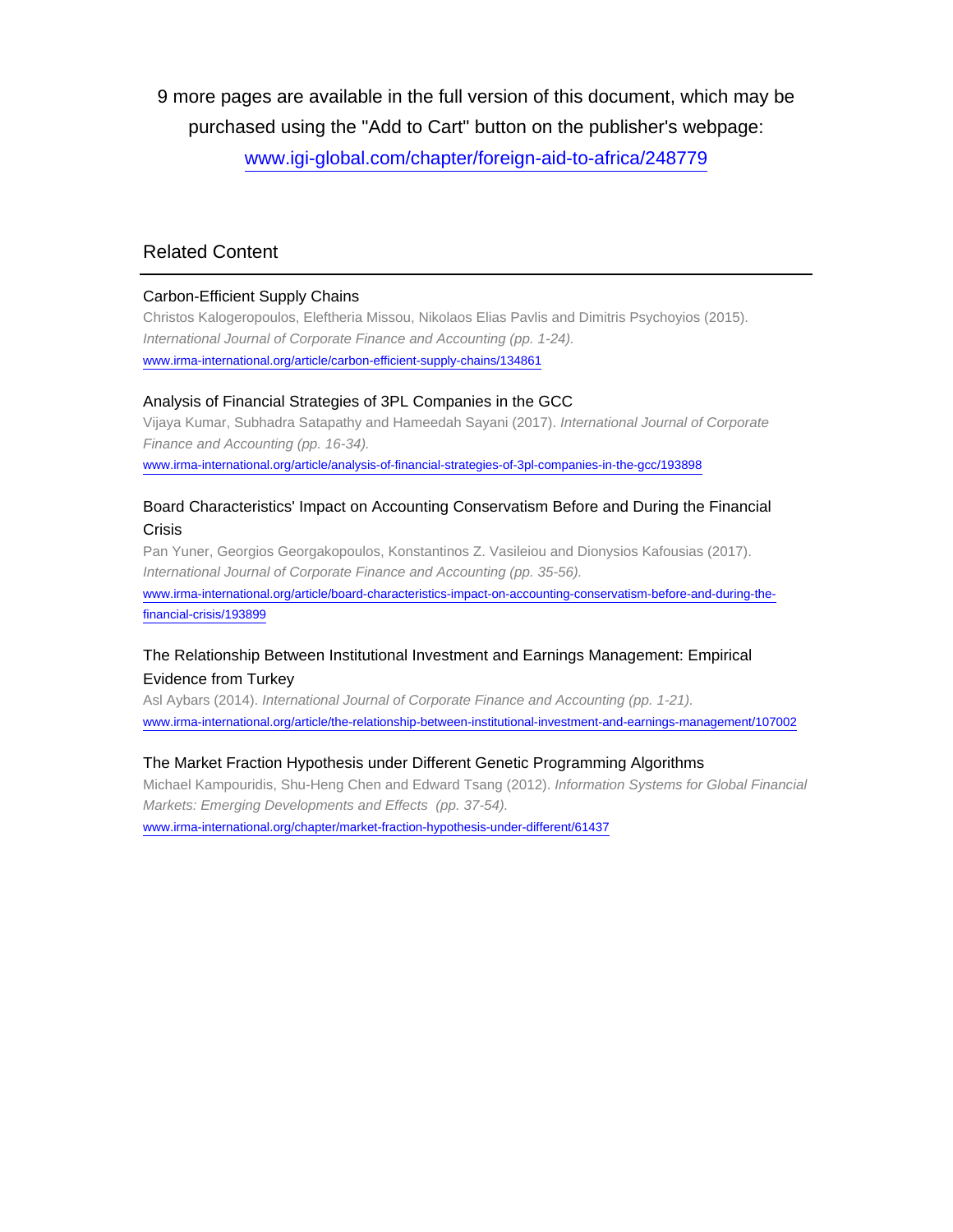9 more pages are available in the full version of this document, which may be purchased using the "Add to Cart" button on the publisher's webpage: www.igi-global.com/chapter/foreign-aid-to-africa/248779

## Related Content

**Carbon-Efficient Supply Chains**
Christos Kalogeropoulos, Eleftheria Missou, Nikolaos Elias Pavlis and Dimitris Psychoyios (2015). *International Journal of Corporate Finance and Accounting (pp. 1-24).*
www.irma-international.org/article/carbon-efficient-supply-chains/134861

**Analysis of Financial Strategies of 3PL Companies in the GCC**
Vijaya Kumar, Subhadra Satapathy and Hameedah Sayani (2017). *International Journal of Corporate Finance and Accounting (pp. 16-34).*
www.irma-international.org/article/analysis-of-financial-strategies-of-3pl-companies-in-the-gcc/193898

**Board Characteristics' Impact on Accounting Conservatism Before and During the Financial Crisis**
Pan Yuner, Georgios Georgakopoulos, Konstantinos Z. Vasileiou and Dionysios Kafousias (2017). *International Journal of Corporate Finance and Accounting (pp. 35-56).*
www.irma-international.org/article/board-characteristics-impact-on-accounting-conservatism-before-and-during-the-financial-crisis/193899

**The Relationship Between Institutional Investment and Earnings Management: Empirical Evidence from Turkey**
Asl Aybars (2014). *International Journal of Corporate Finance and Accounting (pp. 1-21).*
www.irma-international.org/article/the-relationship-between-institutional-investment-and-earnings-management/107002

**The Market Fraction Hypothesis under Different Genetic Programming Algorithms**
Michael Kampouridis, Shu-Heng Chen and Edward Tsang (2012). *Information Systems for Global Financial Markets: Emerging Developments and Effects (pp. 37-54).*
www.irma-international.org/chapter/market-fraction-hypothesis-under-different/61437